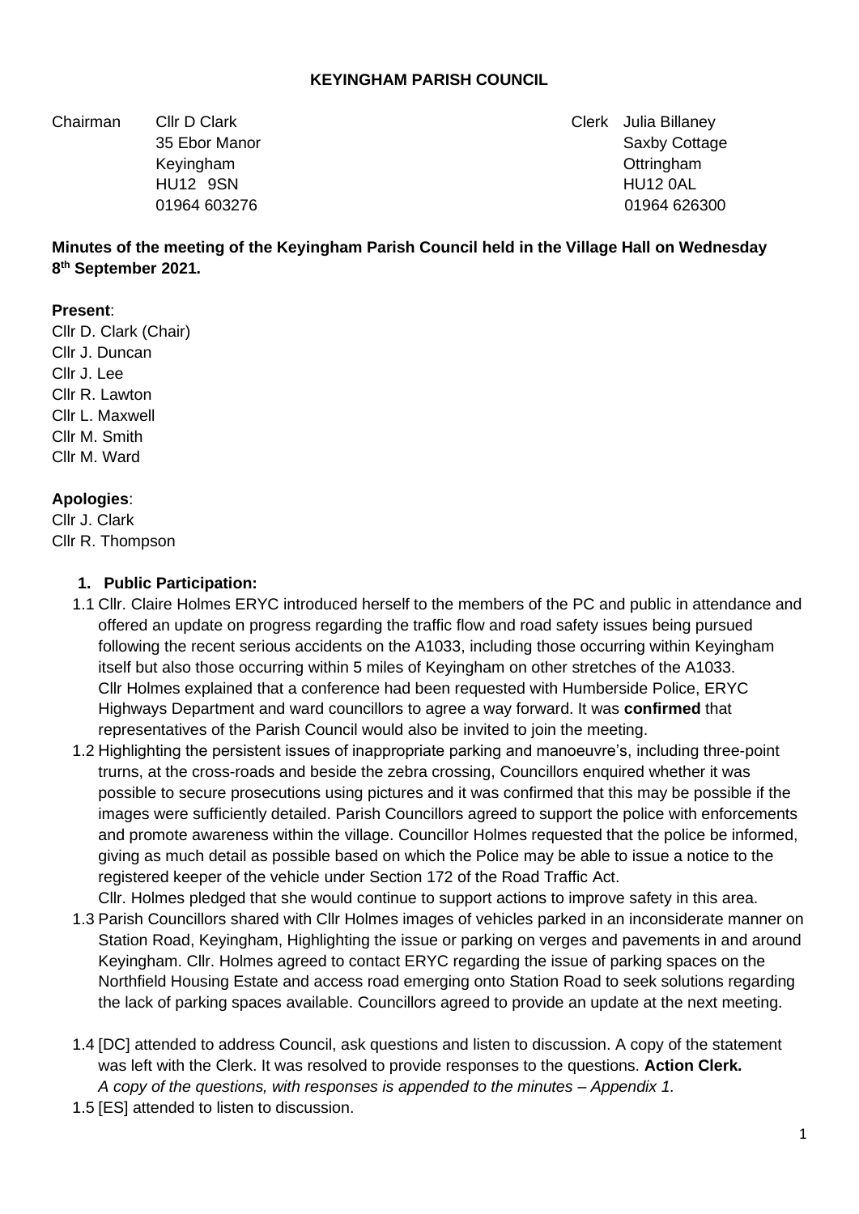**KEYINGHAM PARISH COUNCIL**

Chairman Cllr D Clark
35 Ebor Manor
Keyingham
HU12 9SN
01964 603276

Clerk Julia Billaney
Saxby Cottage
Ottringham
HU12 0AL
01964 626300

**Minutes of the meeting of the Keyingham Parish Council held in the Village Hall on Wednesday 8th September 2021.**

**Present**:
Cllr D. Clark (Chair)
Cllr J. Duncan
Cllr J. Lee
Cllr R. Lawton
Cllr L. Maxwell
Cllr M. Smith
Cllr M. Ward

**Apologies**:
Cllr J. Clark
Cllr R. Thompson

1. **Public Participation:**

1.1 Cllr. Claire Holmes ERYC introduced herself to the members of the PC and public in attendance and offered an update on progress regarding the traffic flow and road safety issues being pursued following the recent serious accidents on the A1033, including those occurring within Keyingham itself but also those occurring within 5 miles of Keyingham on other stretches of the A1033. Cllr Holmes explained that a conference had been requested with Humberside Police, ERYC Highways Department and ward councillors to agree a way forward. It was **confirmed** that representatives of the Parish Council would also be invited to join the meeting.

1.2 Highlighting the persistent issues of inappropriate parking and manoeuvre's, including three-point turns, at the cross-roads and beside the zebra crossing, Councillors enquired whether it was possible to secure prosecutions using pictures and it was confirmed that this may be possible if the images were sufficiently detailed. Parish Councillors agreed to support the police with enforcements and promote awareness within the village. Councillor Holmes requested that the police be informed, giving as much detail as possible based on which the Police may be able to issue a notice to the registered keeper of the vehicle under Section 172 of the Road Traffic Act.
Cllr. Holmes pledged that she would continue to support actions to improve safety in this area.

1.3 Parish Councillors shared with Cllr Holmes images of vehicles parked in an inconsiderate manner on Station Road, Keyingham, Highlighting the issue or parking on verges and pavements in and around Keyingham. Cllr. Holmes agreed to contact ERYC regarding the issue of parking spaces on the Northfield Housing Estate and access road emerging onto Station Road to seek solutions regarding the lack of parking spaces available. Councillors agreed to provide an update at the next meeting.

1.4 [DC] attended to address Council, ask questions and listen to discussion. A copy of the statement was left with the Clerk. It was resolved to provide responses to the questions. **Action Clerk.**
*A copy of the questions, with responses is appended to the minutes – Appendix 1.*

1.5 [ES] attended to listen to discussion.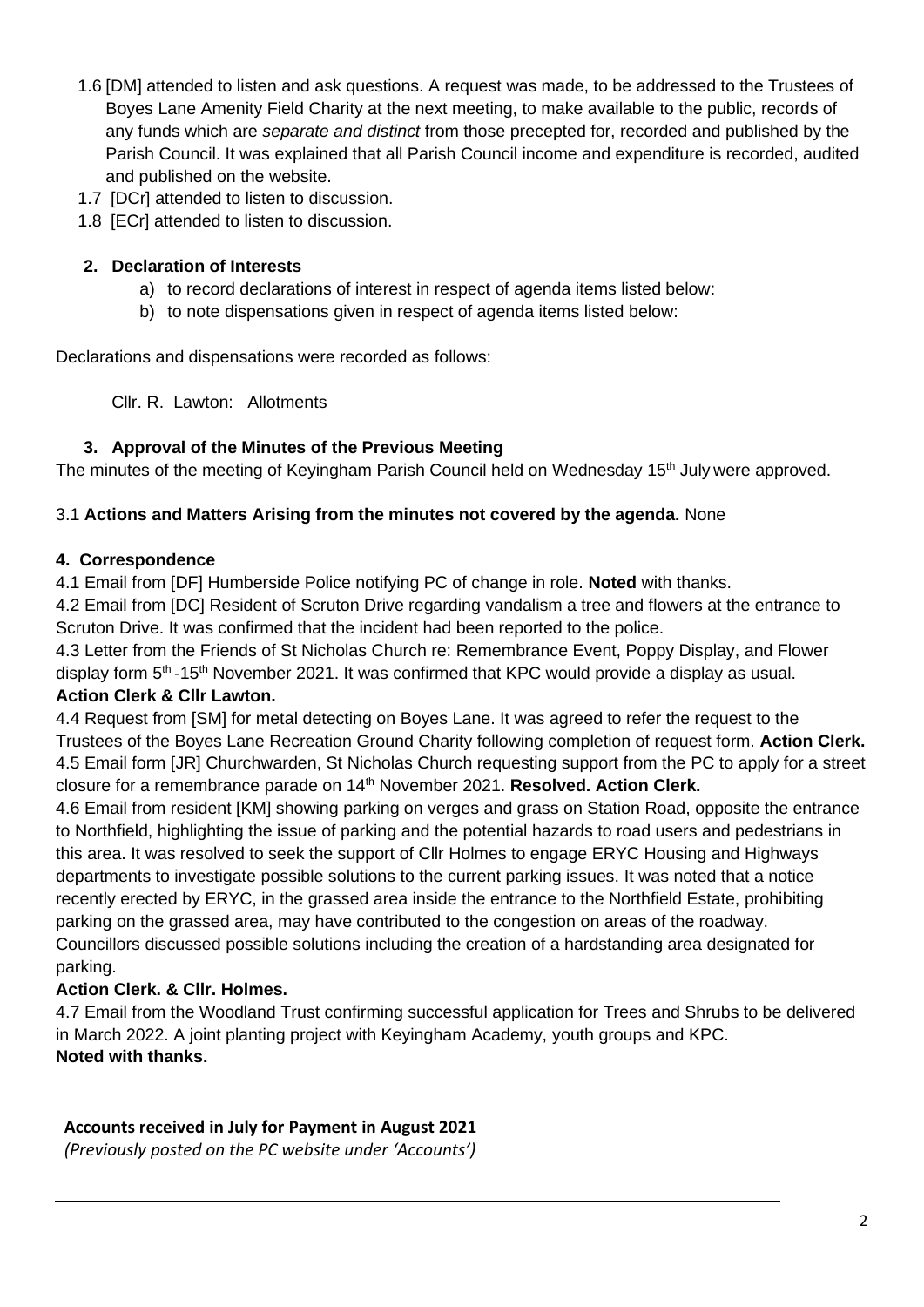1.6 [DM] attended to listen and ask questions. A request was made, to be addressed to the Trustees of Boyes Lane Amenity Field Charity at the next meeting, to make available to the public, records of any funds which are *separate and distinct* from those precepted for, recorded and published by the Parish Council. It was explained that all Parish Council income and expenditure is recorded, audited and published on the website.

1.7 [DCr] attended to listen to discussion.

1.8 [ECr] attended to listen to discussion.

## 2. Declaration of Interests

a) to record declarations of interest in respect of agenda items listed below:
b) to note dispensations given in respect of agenda items listed below:

Declarations and dispensations were recorded as follows:

Cllr. R. Lawton: Allotments

## 3. Approval of the Minutes of the Previous Meeting

The minutes of the meeting of Keyingham Parish Council held on Wednesday 15th July were approved.

3.1 **Actions and Matters Arising from the minutes not covered by the agenda.** None

## 4. Correspondence

4.1 Email from [DF] Humberside Police notifying PC of change in role. **Noted** with thanks.

4.2 Email from [DC] Resident of Scruton Drive regarding vandalism a tree and flowers at the entrance to Scruton Drive. It was confirmed that the incident had been reported to the police.

4.3 Letter from the Friends of St Nicholas Church re: Remembrance Event, Poppy Display, and Flower display form 5th -15th November 2021. It was confirmed that KPC would provide a display as usual.
**Action Clerk & Cllr Lawton.**

4.4 Request from [SM] for metal detecting on Boyes Lane. It was agreed to refer the request to the Trustees of the Boyes Lane Recreation Ground Charity following completion of request form. **Action Clerk.**

4.5 Email form [JR] Churchwarden, St Nicholas Church requesting support from the PC to apply for a street closure for a remembrance parade on 14th November 2021. **Resolved. Action Clerk.**

4.6 Email from resident [KM] showing parking on verges and grass on Station Road, opposite the entrance to Northfield, highlighting the issue of parking and the potential hazards to road users and pedestrians in this area. It was resolved to seek the support of Cllr Holmes to engage ERYC Housing and Highways departments to investigate possible solutions to the current parking issues. It was noted that a notice recently erected by ERYC, in the grassed area inside the entrance to the Northfield Estate, prohibiting parking on the grassed area, may have contributed to the congestion on areas of the roadway. Councillors discussed possible solutions including the creation of a hardstanding area designated for parking.
**Action Clerk. & Cllr. Holmes.**

4.7 Email from the Woodland Trust confirming successful application for Trees and Shrubs to be delivered in March 2022. A joint planting project with Keyingham Academy, youth groups and KPC.
**Noted with thanks.**

**Accounts received in July for Payment in August 2021**
*(Previously posted on the PC website under 'Accounts')*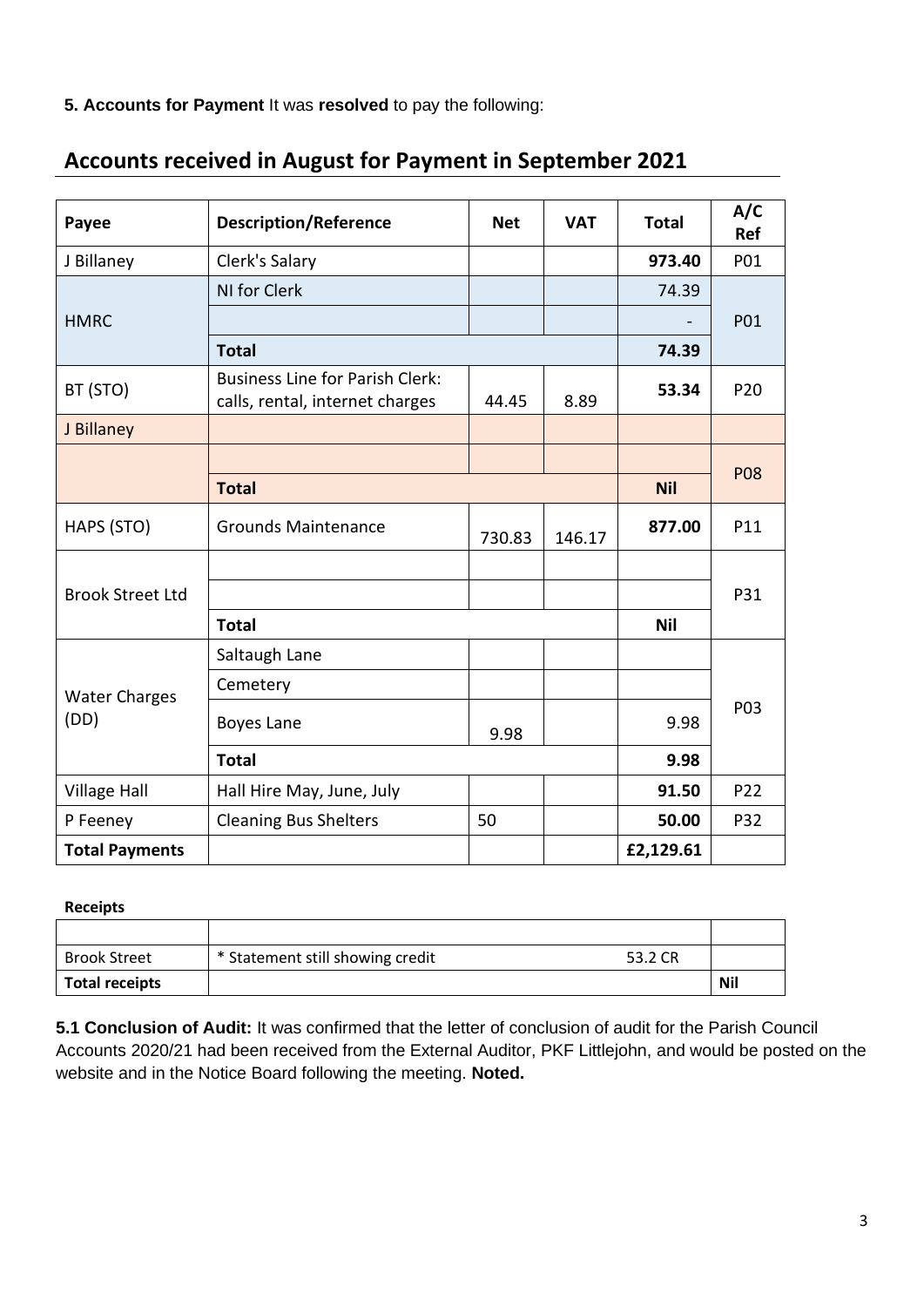**5. Accounts for Payment** It was **resolved** to pay the following:

## Accounts received in August for Payment in September 2021

| Payee | Description/Reference | Net | VAT | Total | A/C Ref |
|---|---|---|---|---|---|
| J Billaney | Clerk's Salary | | | **973.40** | P01 |
| HMRC | NI for Clerk | | | 74.39 | P01 |
| | | | | - | |
| | **Total** | | | **74.39** | |
| BT (STO) | Business Line for Parish Clerk: calls, rental, internet charges | 44.45 | 8.89 | **53.34** | P20 |
| J Billaney | | | | | P08 |
| | | | | | |
| | **Total** | | | **Nil** | |
| HAPS (STO) | Grounds Maintenance | 730.83 | 146.17 | **877.00** | P11 |
| Brook Street Ltd | | | | | P31 |
| | | | | | |
| | **Total** | | | **Nil** | |
| Water Charges (DD) | Saltaugh Lane | | | | P03 |
| | Cemetery | | | | |
| | Boyes Lane | 9.98 | | 9.98 | |
| | **Total** | | | **9.98** | |
| Village Hall | Hall Hire May, June, July | | | **91.50** | P22 |
| P Feeney | Cleaning Bus Shelters | 50 | | **50.00** | P32 |
| **Total Payments** | | | | **£2,129.61** | |

**Receipts**

| | | | |
|---|---|---|---|
| | | | |
| Brook Street | * Statement still showing credit | 53.2 CR | |
| **Total receipts** | | | **Nil** |

**5.1 Conclusion of Audit:** It was confirmed that the letter of conclusion of audit for the Parish Council Accounts 2020/21 had been received from the External Auditor, PKF Littlejohn, and would be posted on the website and in the Notice Board following the meeting. **Noted.**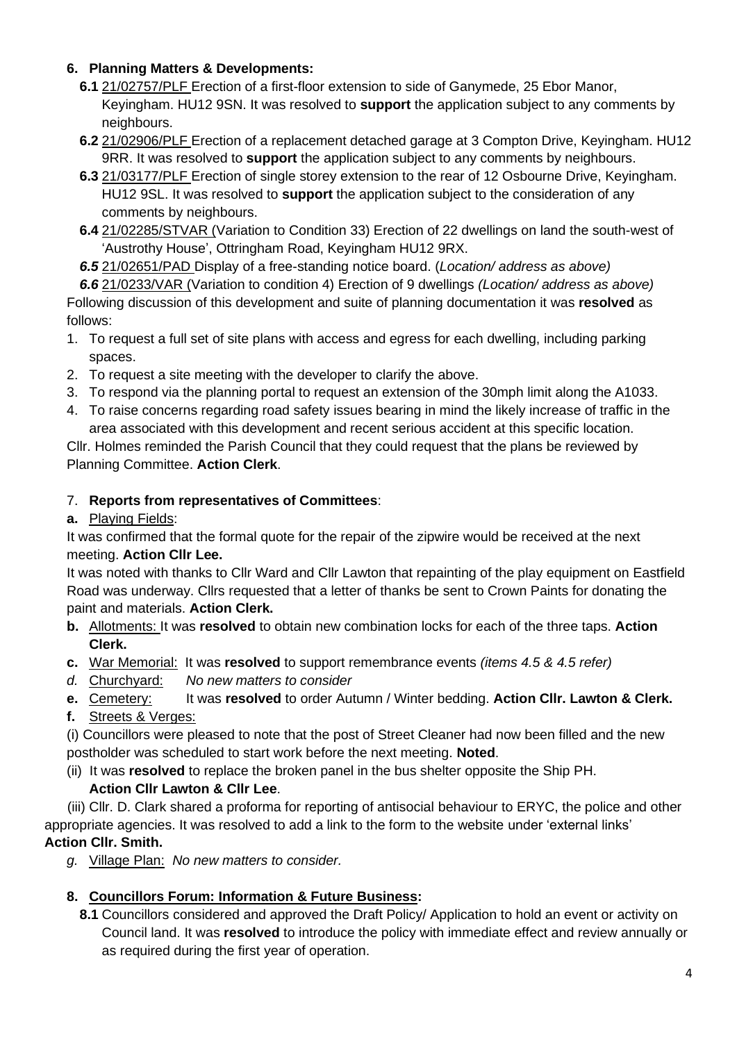## 6. Planning Matters & Developments:

**6.1** 21/02757/PLF Erection of a first-floor extension to side of Ganymede, 25 Ebor Manor, Keyingham. HU12 9SN. It was resolved to **support** the application subject to any comments by neighbours.

**6.2** 21/02906/PLF Erection of a replacement detached garage at 3 Compton Drive, Keyingham. HU12 9RR. It was resolved to **support** the application subject to any comments by neighbours.

**6.3** 21/03177/PLF Erection of single storey extension to the rear of 12 Osbourne Drive, Keyingham. HU12 9SL. It was resolved to **support** the application subject to the consideration of any comments by neighbours.

**6.4** 21/02285/STVAR (Variation to Condition 33) Erection of 22 dwellings on land the south-west of 'Austrothy House', Ottringham Road, Keyingham HU12 9RX.

***6.5*** 21/02651/PAD Display of a free-standing notice board. (*Location/ address as above)*

***6.6*** 21/0233/VAR (Variation to condition 4) Erection of 9 dwellings *(Location/ address as above)*

Following discussion of this development and suite of planning documentation it was **resolved** as follows:

1. To request a full set of site plans with access and egress for each dwelling, including parking spaces.
2. To request a site meeting with the developer to clarify the above.
3. To respond via the planning portal to request an extension of the 30mph limit along the A1033.
4. To raise concerns regarding road safety issues bearing in mind the likely increase of traffic in the area associated with this development and recent serious accident at this specific location.

Cllr. Holmes reminded the Parish Council that they could request that the plans be reviewed by Planning Committee. **Action Clerk**.

## 7. Reports from representatives of Committees:

**a.** Playing Fields:

It was confirmed that the formal quote for the repair of the zipwire would be received at the next meeting. **Action Cllr Lee.**

It was noted with thanks to Cllr Ward and Cllr Lawton that repainting of the play equipment on Eastfield Road was underway. Cllrs requested that a letter of thanks be sent to Crown Paints for donating the paint and materials. **Action Clerk.**

**b.** Allotments: It was **resolved** to obtain new combination locks for each of the three taps. **Action Clerk.**

**c.** War Memorial: It was **resolved** to support remembrance events *(items 4.5 & 4.5 refer)*

*d.* Churchyard: *No new matters to consider*

**e.** Cemetery: It was **resolved** to order Autumn / Winter bedding. **Action Cllr. Lawton & Clerk.**

**f.** Streets & Verges:

(i) Councillors were pleased to note that the post of Street Cleaner had now been filled and the new postholder was scheduled to start work before the next meeting. **Noted**.

(ii) It was **resolved** to replace the broken panel in the bus shelter opposite the Ship PH. **Action Cllr Lawton & Cllr Lee**.

(iii) Cllr. D. Clark shared a proforma for reporting of antisocial behaviour to ERYC, the police and other appropriate agencies. It was resolved to add a link to the form to the website under 'external links' **Action Cllr. Smith.**

*g.* Village Plan: *No new matters to consider.*

## 8. Councillors Forum: Information & Future Business:

**8.1** Councillors considered and approved the Draft Policy/ Application to hold an event or activity on Council land. It was **resolved** to introduce the policy with immediate effect and review annually or as required during the first year of operation.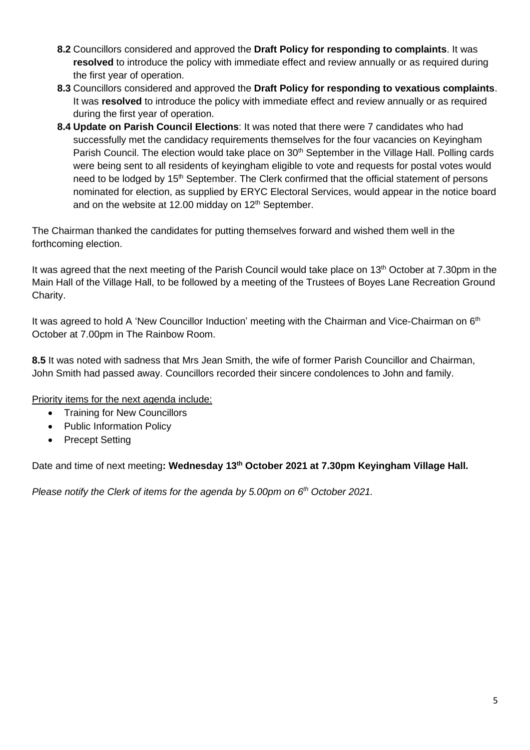- **8.2** Councillors considered and approved the **Draft Policy for responding to complaints**. It was **resolved** to introduce the policy with immediate effect and review annually or as required during the first year of operation.
- **8.3** Councillors considered and approved the **Draft Policy for responding to vexatious complaints**. It was **resolved** to introduce the policy with immediate effect and review annually or as required during the first year of operation.
- **8.4 Update on Parish Council Elections**: It was noted that there were 7 candidates who had successfully met the candidacy requirements themselves for the four vacancies on Keyingham Parish Council. The election would take place on 30th September in the Village Hall. Polling cards were being sent to all residents of keyingham eligible to vote and requests for postal votes would need to be lodged by 15th September. The Clerk confirmed that the official statement of persons nominated for election, as supplied by ERYC Electoral Services, would appear in the notice board and on the website at 12.00 midday on 12th September.

The Chairman thanked the candidates for putting themselves forward and wished them well in the forthcoming election.

It was agreed that the next meeting of the Parish Council would take place on 13th October at 7.30pm in the Main Hall of the Village Hall, to be followed by a meeting of the Trustees of Boyes Lane Recreation Ground Charity.

It was agreed to hold A 'New Councillor Induction' meeting with the Chairman and Vice-Chairman on 6th October at 7.00pm in The Rainbow Room.

**8.5** It was noted with sadness that Mrs Jean Smith, the wife of former Parish Councillor and Chairman, John Smith had passed away. Councillors recorded their sincere condolences to John and family.

<u>Priority items for the next agenda include:</u>

- Training for New Councillors
- Public Information Policy
- Precept Setting

Date and time of next meeting**: Wednesday 13th October 2021 at 7.30pm Keyingham Village Hall.**

*Please notify the Clerk of items for the agenda by 5.00pm on 6th October 2021.*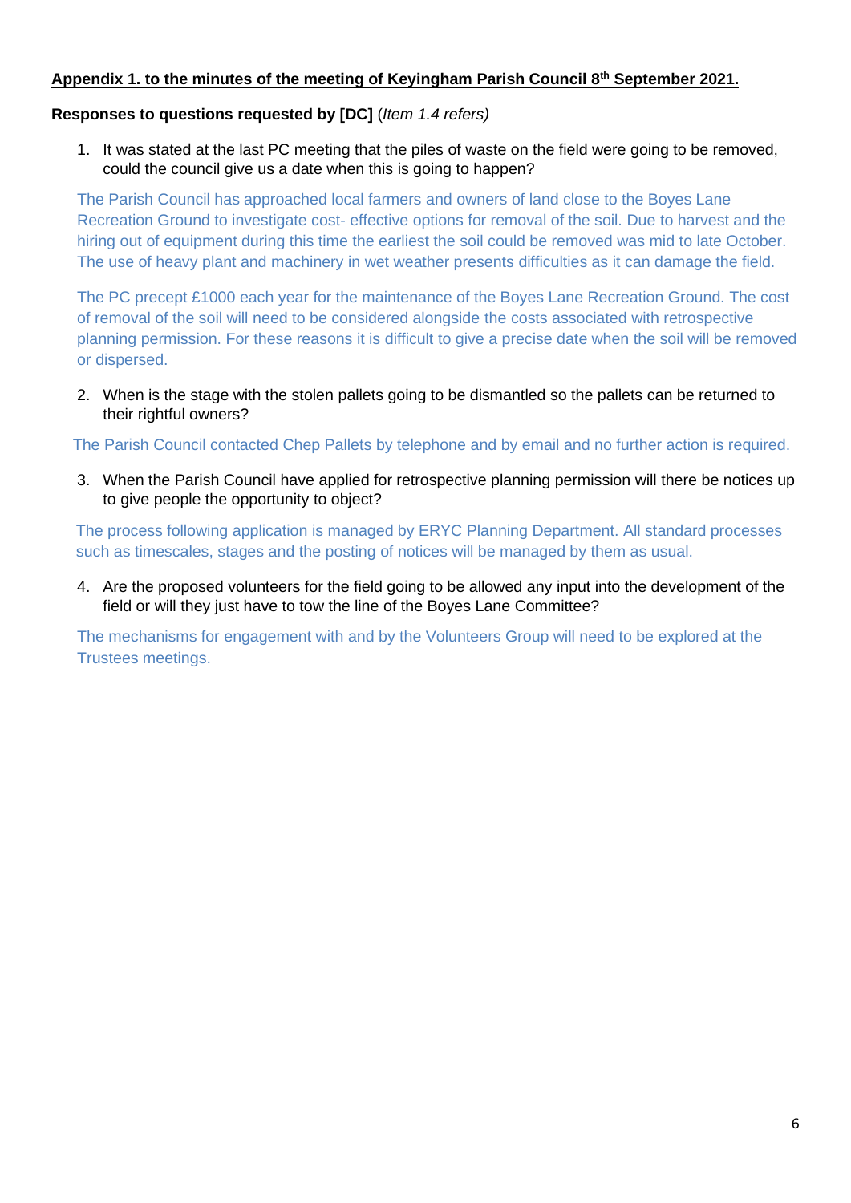**Appendix 1. to the minutes of the meeting of Keyingham Parish Council 8th September 2021.**

**Responses to questions requested by [DC]** (*Item 1.4 refers)*

1. It was stated at the last PC meeting that the piles of waste on the field were going to be removed, could the council give us a date when this is going to happen?

   The Parish Council has approached local farmers and owners of land close to the Boyes Lane Recreation Ground to investigate cost- effective options for removal of the soil. Due to harvest and the hiring out of equipment during this time the earliest the soil could be removed was mid to late October. The use of heavy plant and machinery in wet weather presents difficulties as it can damage the field.

   The PC precept £1000 each year for the maintenance of the Boyes Lane Recreation Ground. The cost of removal of the soil will need to be considered alongside the costs associated with retrospective planning permission. For these reasons it is difficult to give a precise date when the soil will be removed or dispersed.

2. When is the stage with the stolen pallets going to be dismantled so the pallets can be returned to their rightful owners?

   The Parish Council contacted Chep Pallets by telephone and by email and no further action is required.

3. When the Parish Council have applied for retrospective planning permission will there be notices up to give people the opportunity to object?

   The process following application is managed by ERYC Planning Department. All standard processes such as timescales, stages and the posting of notices will be managed by them as usual.

4. Are the proposed volunteers for the field going to be allowed any input into the development of the field or will they just have to tow the line of the Boyes Lane Committee?

   The mechanisms for engagement with and by the Volunteers Group will need to be explored at the Trustees meetings.